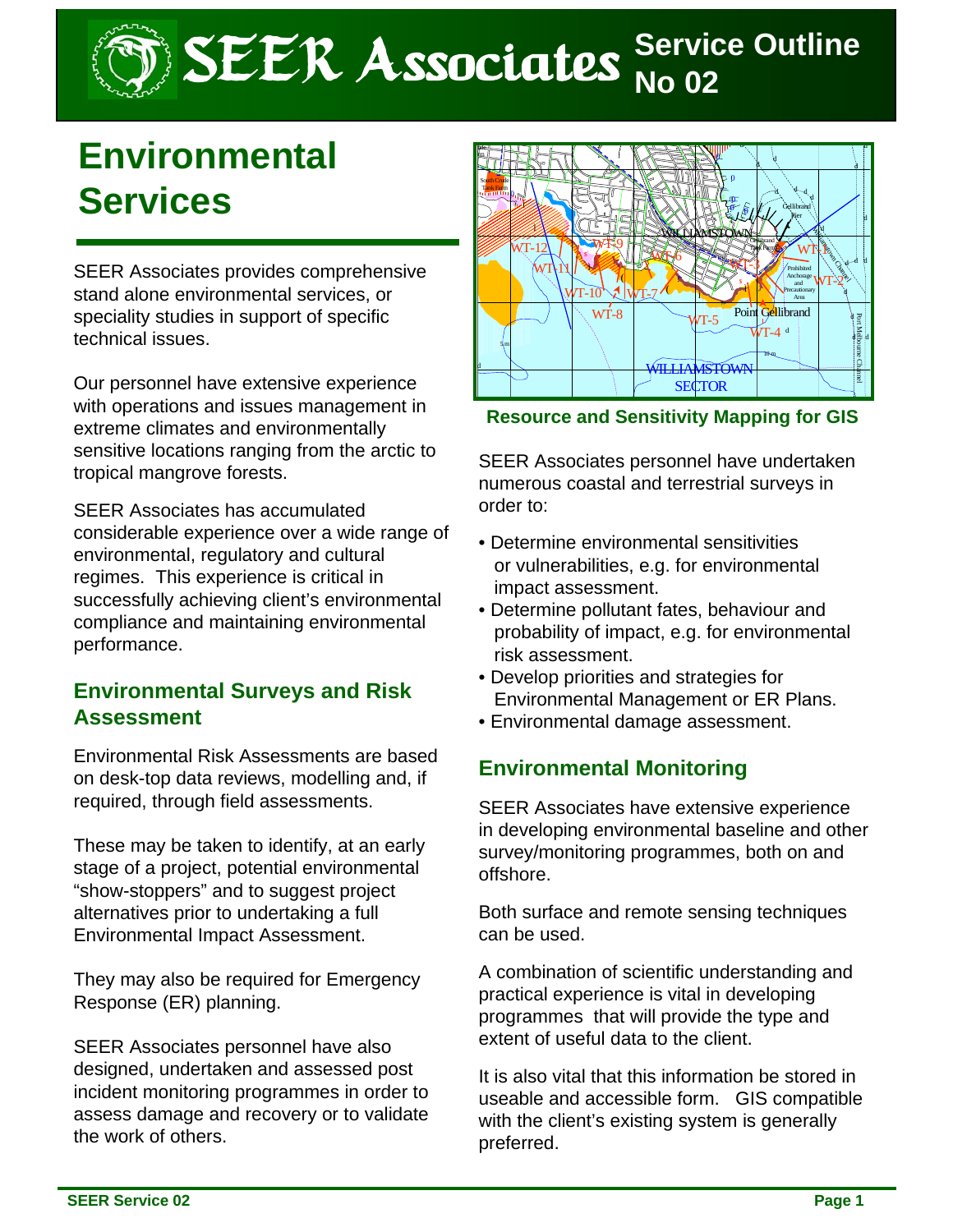# SEER Associates Service Outline No 02

# Environmental Services

SEER Associates provides comprehensive stand alone environmental services, or speciality studies in support of specific technical issues.

Our personnel have extensive experience with operations and issues management in extreme climates and environmentally sensitive locations ranging from the arctic to tropical mangrove forests.

SEER Associates has accumulated considerable experience over a wide range of environmental, regulatory and cultural regimes. This experience is critical in successfully achieving client's environmental compliance and maintaining environmental performance.

## Environmental Surveys and Risk Assessment

Environmental Risk Assessments are based on desk-top data reviews, modelling and, if required, through field assessments.

These may be taken to identify, at an early stage of a project, potential environmental "show-stoppers" and to suggest project alternatives prior to undertaking a full Environmental Impact Assessment.

They may also be required for Emergency Response (ER) planning.

SEER Associates personnel have also designed, undertaken and assessed post incident monitoring programmes in order to assess damage and recovery or to validate the work of others.

**Resource and Sensitivity Mapping for GIS**

SEER Associates personnel have undertaken numerous coastal and terrestrial surveys in order to:

- Determine environmental sensitivities or vulnerabilities, e.g. for environmental impact assessment.
- Determine pollutant fates, behaviour and probability of impact, e.g. for environmental risk assessment.
- Develop priorities and strategies for Environmental Management or ER Plans.
- Environmental damage assessment.

## Environmental Monitoring

SEER Associates have extensive experience in developing environmental baseline and other survey/monitoring programmes, both on and offshore.

Both surface and remote sensing techniques can be used.

A combination of scientific understanding and practical experience is vital in developing programmes that will provide the type and extent of useful data to the client.

It is also vital that this information be stored in useable and accessible form. GIS compatible with the client's existing system is generally preferred.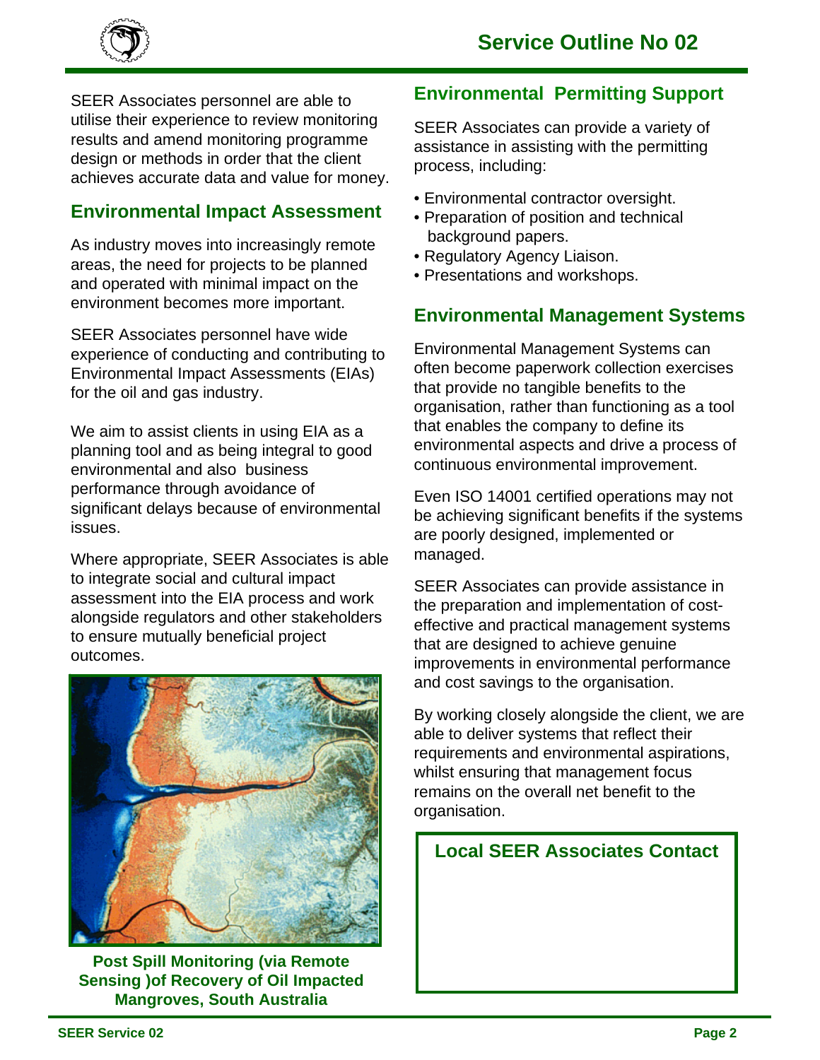SEER Associates personnel are able to utilise their experience to review monitoring results and amend monitoring programme design or methods in order that the client achieves accurate data and value for money.

## Environmental Impact Assessment

As industry moves into increasingly remote areas, the need for projects to be planned and operated with minimal impact on the environment becomes more important.

SEER Associates personnel have wide experience of conducting and contributing to Environmental Impact Assessments (EIAs) for the oil and gas industry.

We aim to assist clients in using EIA as a planning tool and as being integral to good environmental and also business performance through avoidance of significant delays because of environmental issues.

Where appropriate, SEER Associates is able to integrate social and cultural impact assessment into the EIA process and work alongside regulators and other stakeholders to ensure mutually beneficial project outcomes.

**Post Spill Monitoring (via Remote Sensing )of Recovery of Oil Impacted Mangroves, South Australia**

## Environmental Permitting Support

SEER Associates can provide a variety of assistance in assisting with the permitting process, including:

- Environmental contractor oversight.
- Preparation of position and technical background papers.
- Regulatory Agency Liaison.
- Presentations and workshops.

## Environmental Management Systems

Environmental Management Systems can often become paperwork collection exercises that provide no tangible benefits to the organisation, rather than functioning as a tool that enables the company to define its environmental aspects and drive a process of continuous environmental improvement.

Even ISO 14001 certified operations may not be achieving significant benefits if the systems are poorly designed, implemented or managed.

SEER Associates can provide assistance in the preparation and implementation of cost-effective and practical management systems that are designed to achieve genuine improvements in environmental performance and cost savings to the organisation.

By working closely alongside the client, we are able to deliver systems that reflect their requirements and environmental aspirations, whilst ensuring that management focus remains on the overall net benefit to the organisation.

### Local SEER Associates Contact